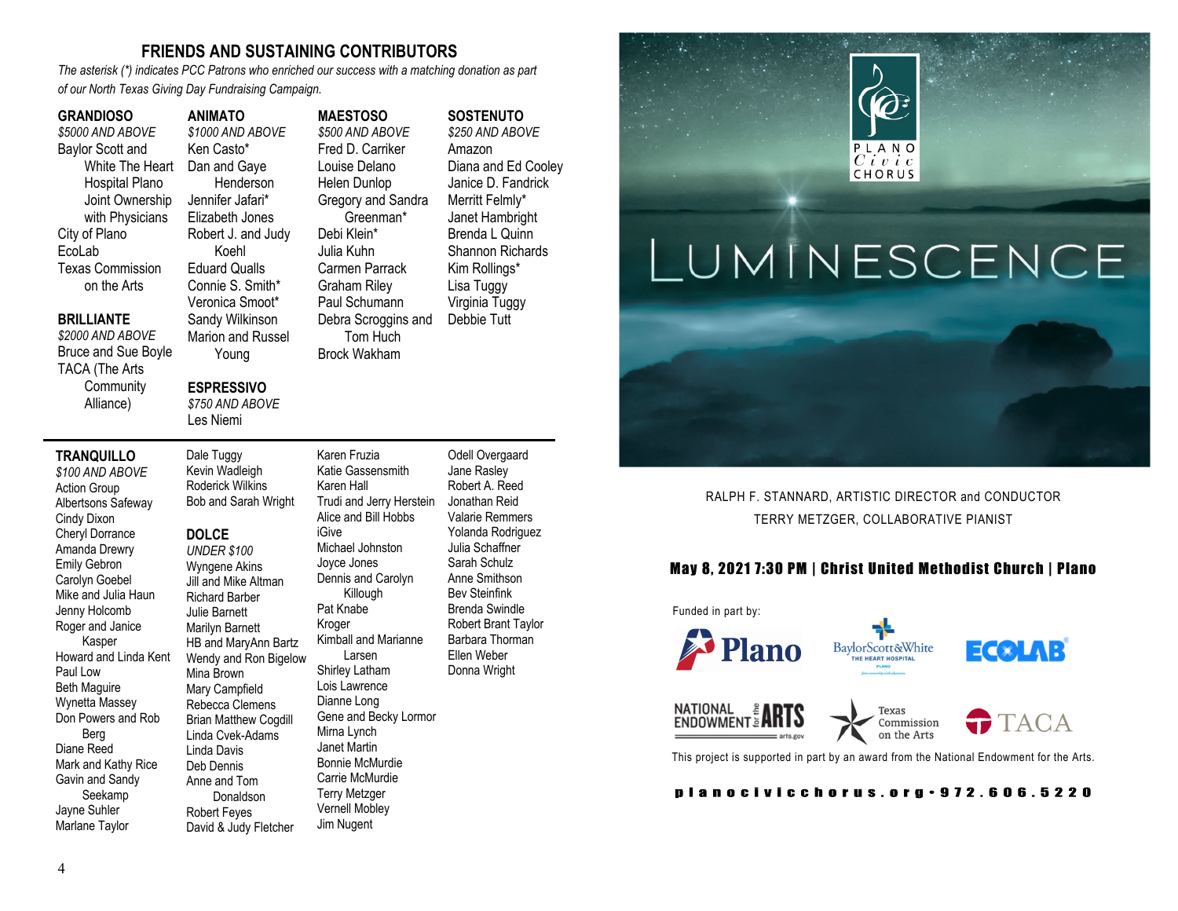## FRIENDS AND SUSTAINING CONTRIBUTORS

*The asterisk (*) indicates PCC Patrons who enriched our success with a matching donation as part of our North Texas Giving Day Fundraising Campaign.*

### GRANDIOSO
*$5000 AND ABOVE*

Baylor Scott and White The Heart Hospital Plano Joint Ownership with Physicians
City of Plano
EcoLab
Texas Commission on the Arts

### BRILLIANTE
*$2000 AND ABOVE*

Bruce and Sue Boyle
TACA (The Arts Community Alliance)

### ANIMATO
*$1000 AND ABOVE*

Ken Casto*
Dan and Gaye Henderson
Jennifer Jafari*
Elizabeth Jones
Robert J. and Judy Koehl
Eduard Qualls
Connie S. Smith*
Veronica Smoot*
Sandy Wilkinson
Marion and Russel Young

### ESPRESSIVO
*$750 AND ABOVE*

Les Niemi

### MAESTOSO
*$500 AND ABOVE*

Fred D. Carriker
Louise Delano
Helen Dunlop
Gregory and Sandra Greenman*
Debi Klein*
Julia Kuhn
Carmen Parrack
Graham Riley
Paul Schumann
Debra Scroggins and Tom Huch
Brock Wakham

### SOSTENUTO
*$250 AND ABOVE*

Amazon
Diana and Ed Cooley
Janice D. Fandrick
Merritt Felmly*
Janet Hambright
Brenda L Quinn
Shannon Richards
Kim Rollings*
Lisa Tuggy
Virginia Tuggy
Debbie Tutt

### TRANQUILLO
*$100 AND ABOVE*

Action Group
Albertsons Safeway
Cindy Dixon
Cheryl Dorrance
Amanda Drewry
Emily Gebron
Carolyn Goebel
Mike and Julia Haun
Jenny Holcomb
Roger and Janice Kasper
Howard and Linda Kent
Paul Low
Beth Maguire
Wynetta Massey
Don Powers and Rob Berg
Diane Reed
Mark and Kathy Rice
Gavin and Sandy Seekamp
Jayne Suhler
Marlane Taylor
Dale Tuggy
Kevin Wadleigh
Roderick Wilkins
Bob and Sarah Wright

### DOLCE
*UNDER $100*

Wyngene Akins
Jill and Mike Altman
Richard Barber
Julie Barnett
Marilyn Barnett
HB and MaryAnn Bartz
Wendy and Ron Bigelow
Mina Brown
Mary Campfield
Rebecca Clemens
Brian Matthew Cogdill
Linda Cvek-Adams
Linda Davis
Deb Dennis
Anne and Tom Donaldson
Robert Feyes
David & Judy Fletcher
Karen Fruzia
Katie Gassensmith
Karen Hall
Trudi and Jerry Herstein
Alice and Bill Hobbs
iGive
Michael Johnston
Joyce Jones
Dennis and Carolyn Killough
Pat Knabe
Kroger
Kimball and Marianne Larsen
Shirley Latham
Lois Lawrence
Dianne Long
Gene and Becky Lormor
Mirna Lynch
Janet Martin
Bonnie McMurdie
Carrie McMurdie
Terry Metzger
Vernell Mobley
Jim Nugent
Odell Overgaard
Jane Rasley
Robert A. Reed
Jonathan Reid
Valarie Remmers
Yolanda Rodriguez
Julia Schaffner
Sarah Schulz
Anne Smithson
Bev Steinfink
Brenda Swindle
Robert Brant Taylor
Barbara Thorman
Ellen Weber
Donna Wright

---

PLANO Civic CHORUS

# LUMINESCENCE

RALPH F. STANNARD, ARTISTIC DIRECTOR and CONDUCTOR
TERRY METZGER, COLLABORATIVE PIANIST

**May 8, 2021 7:30 PM | Christ United Methodist Church | Plano**

Funded in part by:

Plano · BaylorScott&White THE HEART HOSPITAL PLANO · ECOLAB · NATIONAL ENDOWMENT for the ARTS arts.gov · Texas Commission on the Arts · TACA

This project is supported in part by an award from the National Endowment for the Arts.

**planocivicchorus.org • 972.606.5220**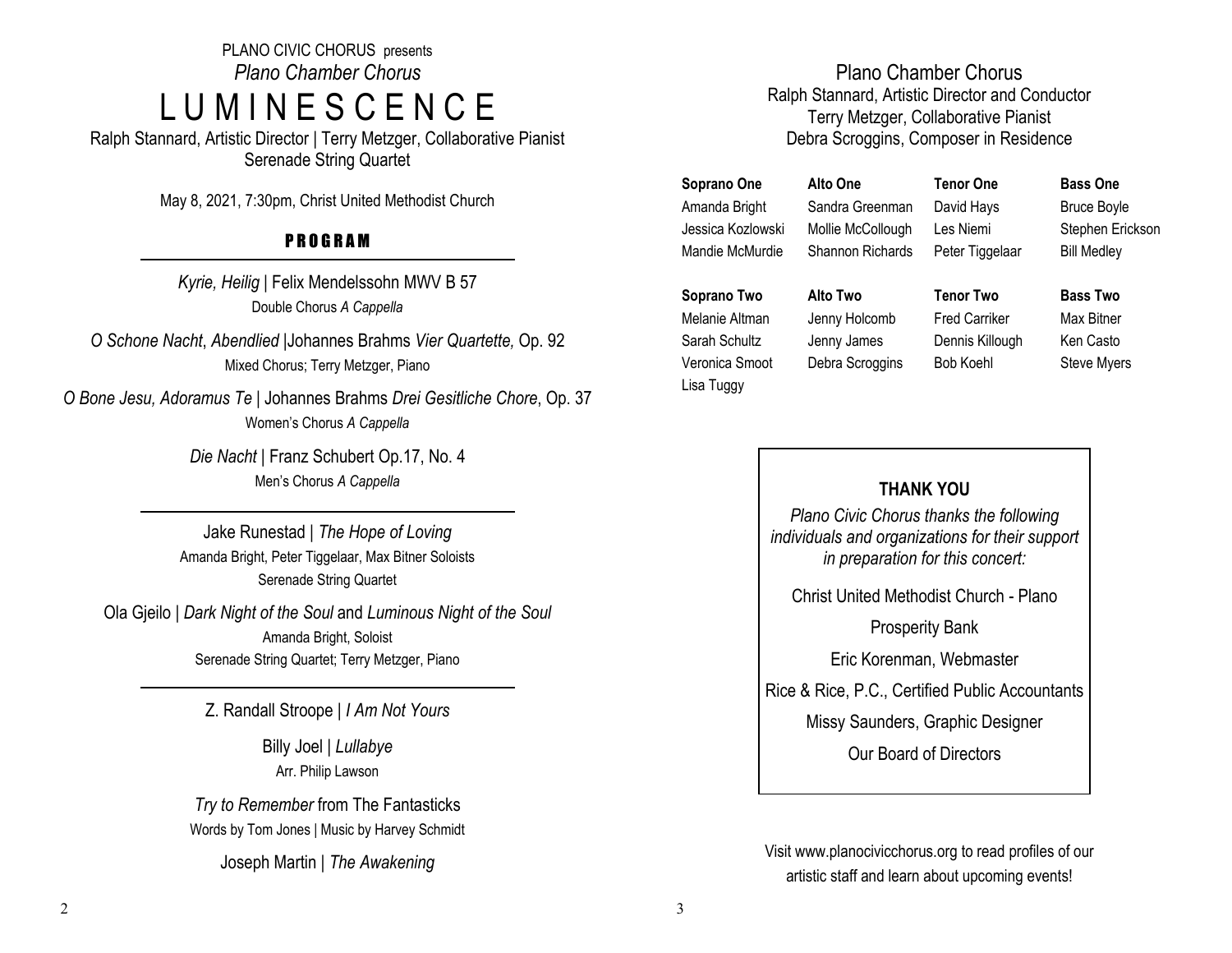PLANO CIVIC CHORUS presents

*Plano Chamber Chorus*

# LUMINESCENCE

Ralph Stannard, Artistic Director | Terry Metzger, Collaborative Pianist

Serenade String Quartet

May 8, 2021, 7:30pm, Christ United Methodist Church

## PROGRAM

*Kyrie, Heilig* | Felix Mendelssohn MWV B 57

Double Chorus *A Cappella*

*O Schone Nacht*, *Abendlied* |Johannes Brahms *Vier Quartette,* Op. 92

Mixed Chorus; Terry Metzger, Piano

*O Bone Jesu, Adoramus Te* | Johannes Brahms *Drei Gesitliche Chore*, Op. 37

Women's Chorus *A Cappella*

*Die Nacht* | Franz Schubert Op.17, No. 4

Men's Chorus *A Cappella*

---

Jake Runestad | *The Hope of Loving*

Amanda Bright, Peter Tiggelaar, Max Bitner Soloists

Serenade String Quartet

Ola Gjeilo | *Dark Night of the Soul* and *Luminous Night of the Soul*

Amanda Bright, Soloist

Serenade String Quartet; Terry Metzger, Piano

---

Z. Randall Stroope | *I Am Not Yours*

Billy Joel | *Lullabye*

Arr. Philip Lawson

*Try to Remember* from The Fantasticks

Words by Tom Jones | Music by Harvey Schmidt

Joseph Martin | *The Awakening*

## Plano Chamber Chorus

Ralph Stannard, Artistic Director and Conductor

Terry Metzger, Collaborative Pianist

Debra Scroggins, Composer in Residence

| **Soprano One** | **Alto One** | **Tenor One** | **Bass One** |
|---|---|---|---|
| Amanda Bright | Sandra Greenman | David Hays | Bruce Boyle |
| Jessica Kozlowski | Mollie McCollough | Les Niemi | Stephen Erickson |
| Mandie McMurdie | Shannon Richards | Peter Tiggelaar | Bill Medley |

| **Soprano Two** | **Alto Two** | **Tenor Two** | **Bass Two** |
|---|---|---|---|
| Melanie Altman | Jenny Holcomb | Fred Carriker | Max Bitner |
| Sarah Schultz | Jenny James | Dennis Killough | Ken Casto |
| Veronica Smoot | Debra Scroggins | Bob Koehl | Steve Myers |
| Lisa Tuggy | | | |

**THANK YOU**

*Plano Civic Chorus thanks the following individuals and organizations for their support in preparation for this concert:*

Christ United Methodist Church - Plano

Prosperity Bank

Eric Korenman, Webmaster

Rice & Rice, P.C., Certified Public Accountants

Missy Saunders, Graphic Designer

Our Board of Directors

Visit www.planocivicchorus.org to read profiles of our artistic staff and learn about upcoming events!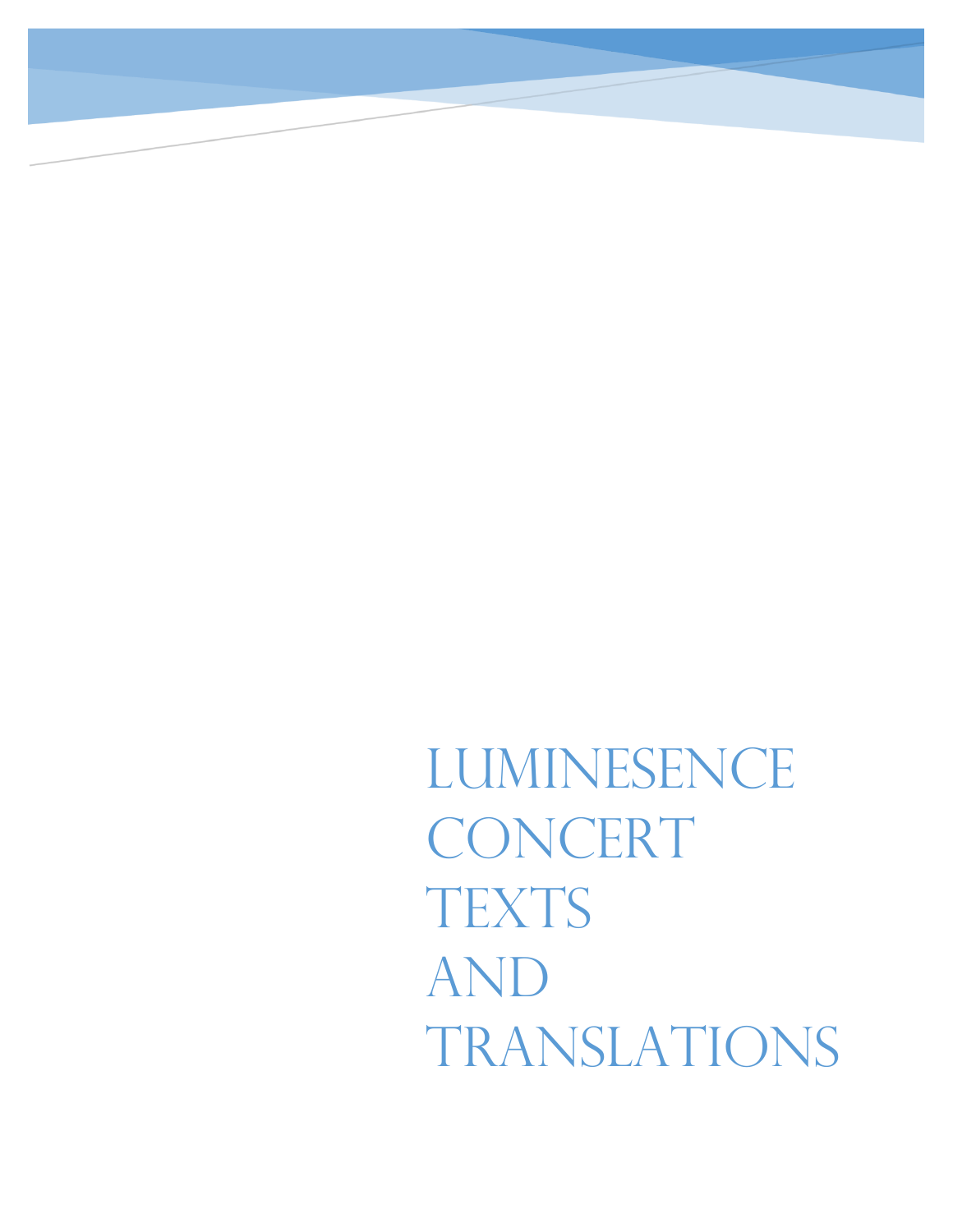# Luminesence Concert Texts and Translations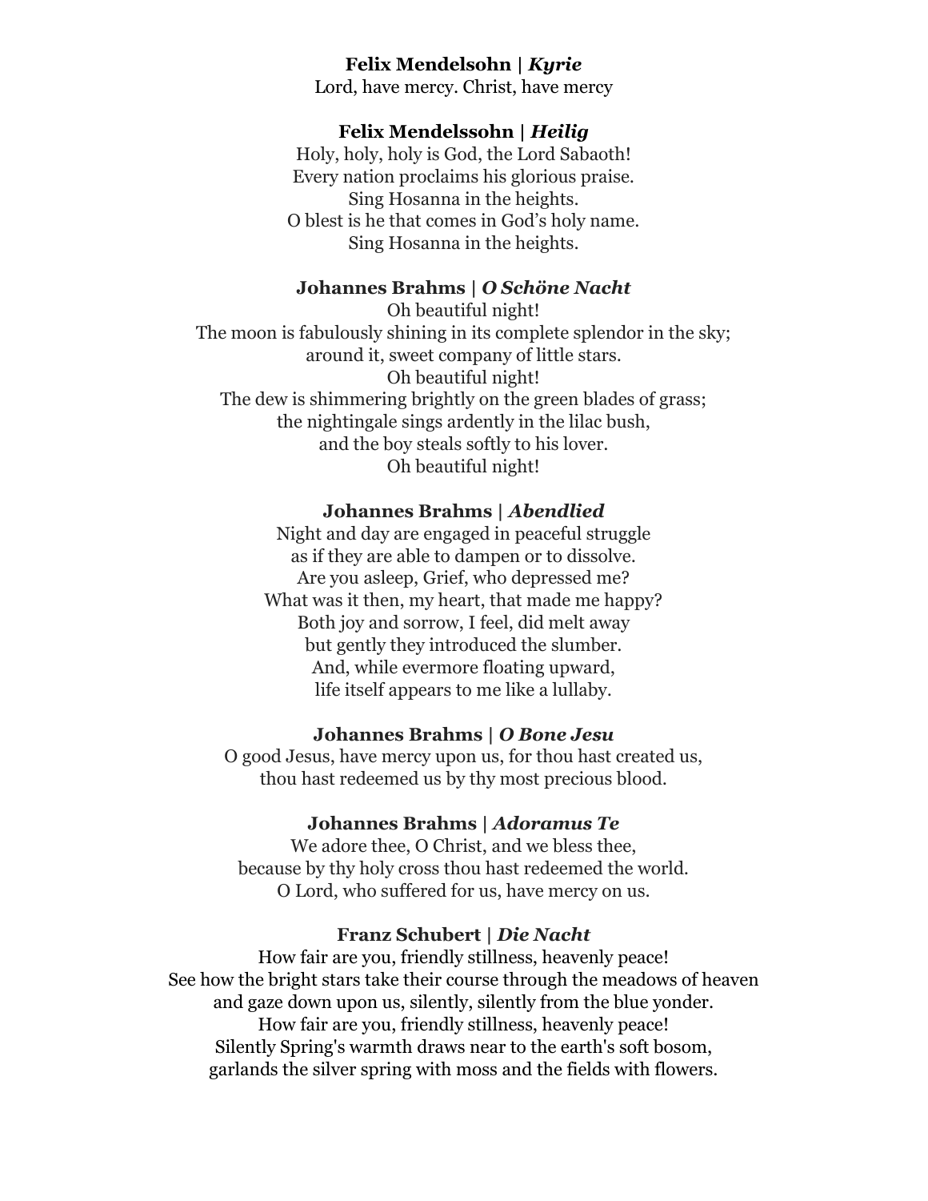**Felix Mendelsohn | *Kyrie***

Lord, have mercy. Christ, have mercy

**Felix Mendelssohn | *Heilig***

Holy, holy, holy is God, the Lord Sabaoth!
Every nation proclaims his glorious praise.
Sing Hosanna in the heights.
O blest is he that comes in God's holy name.
Sing Hosanna in the heights.

**Johannes Brahms | *O Schöne Nacht***

Oh beautiful night!
The moon is fabulously shining in its complete splendor in the sky;
around it, sweet company of little stars.
Oh beautiful night!
The dew is shimmering brightly on the green blades of grass;
the nightingale sings ardently in the lilac bush,
and the boy steals softly to his lover.
Oh beautiful night!

**Johannes Brahms | *Abendlied***

Night and day are engaged in peaceful struggle
as if they are able to dampen or to dissolve.
Are you asleep, Grief, who depressed me?
What was it then, my heart, that made me happy?
Both joy and sorrow, I feel, did melt away
but gently they introduced the slumber.
And, while evermore floating upward,
life itself appears to me like a lullaby.

**Johannes Brahms | *O Bone Jesu***

O good Jesus, have mercy upon us, for thou hast created us,
thou hast redeemed us by thy most precious blood.

**Johannes Brahms | *Adoramus Te***

We adore thee, O Christ, and we bless thee,
because by thy holy cross thou hast redeemed the world.
O Lord, who suffered for us, have mercy on us.

**Franz Schubert | *Die Nacht***

How fair are you, friendly stillness, heavenly peace!
See how the bright stars take their course through the meadows of heaven
and gaze down upon us, silently, silently from the blue yonder.
How fair are you, friendly stillness, heavenly peace!
Silently Spring's warmth draws near to the earth's soft bosom,
garlands the silver spring with moss and the fields with flowers.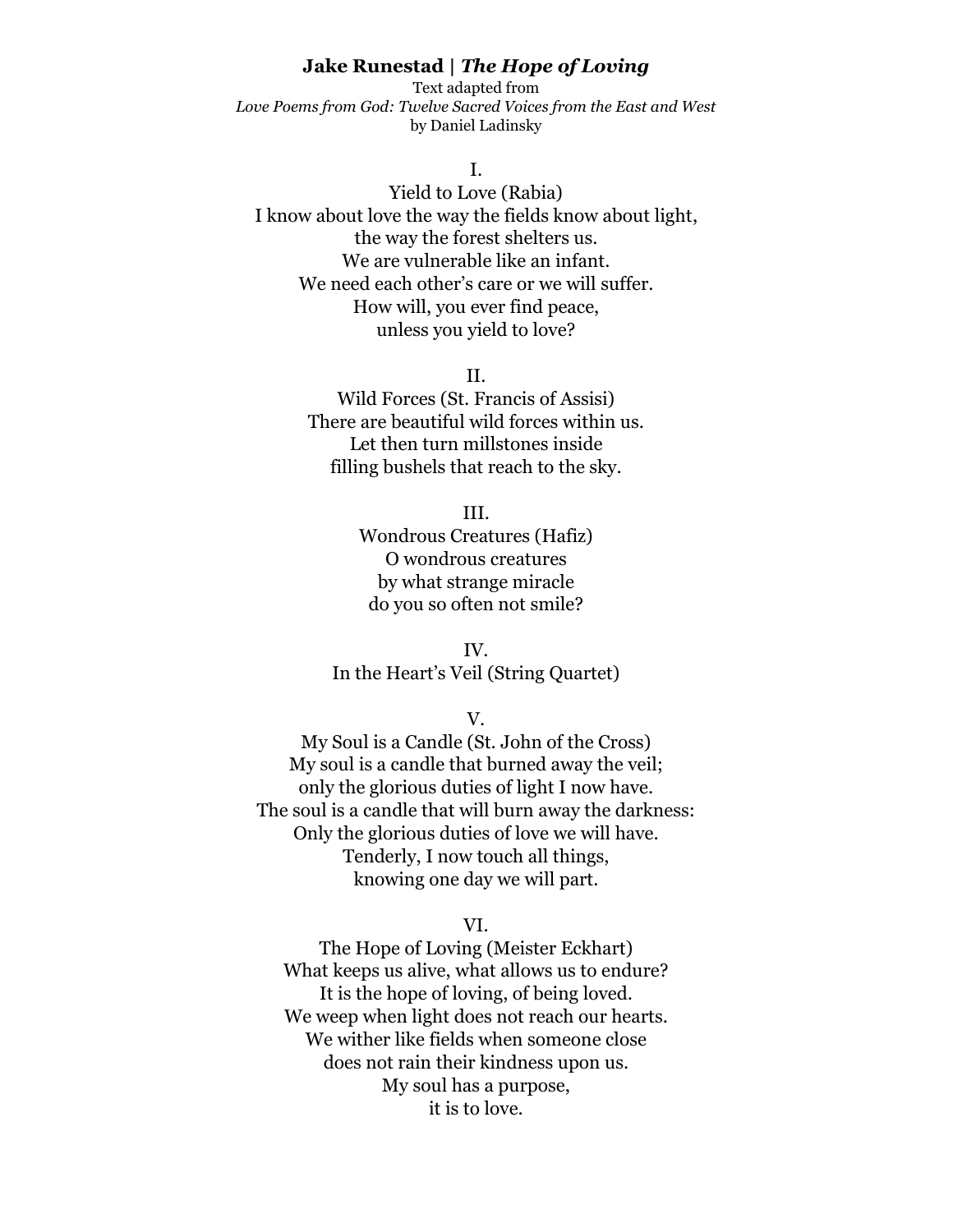**Jake Runestad | *The Hope of Loving***

Text adapted from
*Love Poems from God: Twelve Sacred Voices from the East and West*
by Daniel Ladinsky

I.

Yield to Love (Rabia)
I know about love the way the fields know about light,
the way the forest shelters us.
We are vulnerable like an infant.
We need each other's care or we will suffer.
How will, you ever find peace,
unless you yield to love?

II.

Wild Forces (St. Francis of Assisi)
There are beautiful wild forces within us.
Let then turn millstones inside
filling bushels that reach to the sky.

III.

Wondrous Creatures (Hafiz)
O wondrous creatures
by what strange miracle
do you so often not smile?

IV.

In the Heart's Veil (String Quartet)

V.

My Soul is a Candle (St. John of the Cross)
My soul is a candle that burned away the veil;
only the glorious duties of light I now have.
The soul is a candle that will burn away the darkness:
Only the glorious duties of love we will have.
Tenderly, I now touch all things,
knowing one day we will part.

VI.

The Hope of Loving (Meister Eckhart)
What keeps us alive, what allows us to endure?
It is the hope of loving, of being loved.
We weep when light does not reach our hearts.
We wither like fields when someone close
does not rain their kindness upon us.
My soul has a purpose,
it is to love.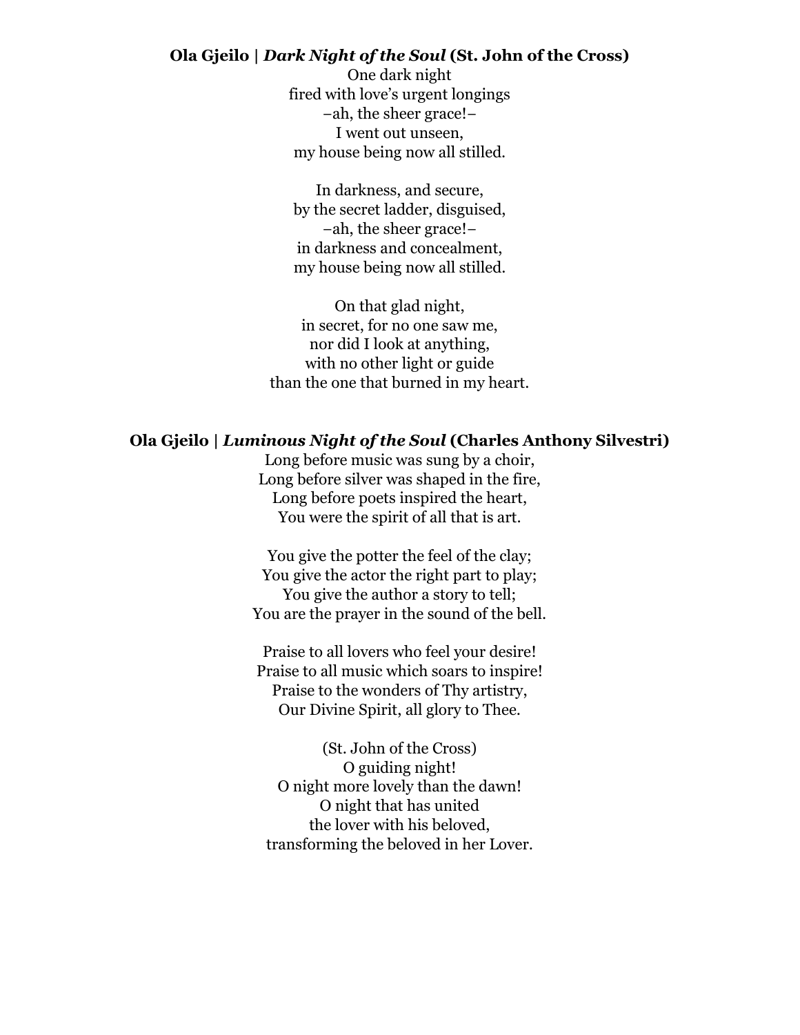**Ola Gjeilo | *Dark Night of the Soul* (St. John of the Cross)**

One dark night  
fired with love's urgent longings  
–ah, the sheer grace!–  
I went out unseen,  
my house being now all stilled.

In darkness, and secure,  
by the secret ladder, disguised,  
–ah, the sheer grace!–  
in darkness and concealment,  
my house being now all stilled.

On that glad night,  
in secret, for no one saw me,  
nor did I look at anything,  
with no other light or guide  
than the one that burned in my heart.

**Ola Gjeilo | *Luminous Night of the Soul* (Charles Anthony Silvestri)**

Long before music was sung by a choir,  
Long before silver was shaped in the fire,  
Long before poets inspired the heart,  
You were the spirit of all that is art.

You give the potter the feel of the clay;  
You give the actor the right part to play;  
You give the author a story to tell;  
You are the prayer in the sound of the bell.

Praise to all lovers who feel your desire!  
Praise to all music which soars to inspire!  
Praise to the wonders of Thy artistry,  
Our Divine Spirit, all glory to Thee.

(St. John of the Cross)  
O guiding night!  
O night more lovely than the dawn!  
O night that has united  
the lover with his beloved,  
transforming the beloved in her Lover.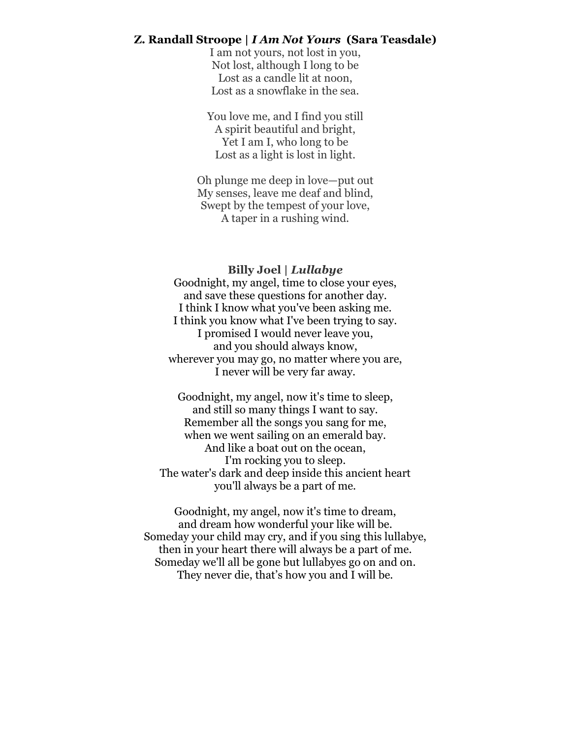**Z. Randall Stroope | *I Am Not Yours* (Sara Teasdale)**

I am not yours, not lost in you,
Not lost, although I long to be
Lost as a candle lit at noon,
Lost as a snowflake in the sea.

You love me, and I find you still
A spirit beautiful and bright,
Yet I am I, who long to be
Lost as a light is lost in light.

Oh plunge me deep in love—put out
My senses, leave me deaf and blind,
Swept by the tempest of your love,
A taper in a rushing wind.

**Billy Joel | *Lullabye***

Goodnight, my angel, time to close your eyes,
and save these questions for another day.
I think I know what you've been asking me.
I think you know what I've been trying to say.
I promised I would never leave you,
and you should always know,
wherever you may go, no matter where you are,
I never will be very far away.

Goodnight, my angel, now it's time to sleep,
and still so many things I want to say.
Remember all the songs you sang for me,
when we went sailing on an emerald bay.
And like a boat out on the ocean,
I'm rocking you to sleep.
The water's dark and deep inside this ancient heart
you'll always be a part of me.

Goodnight, my angel, now it's time to dream,
and dream how wonderful your like will be.
Someday your child may cry, and if you sing this lullabye,
then in your heart there will always be a part of me.
Someday we'll all be gone but lullabyes go on and on.
They never die, that's how you and I will be.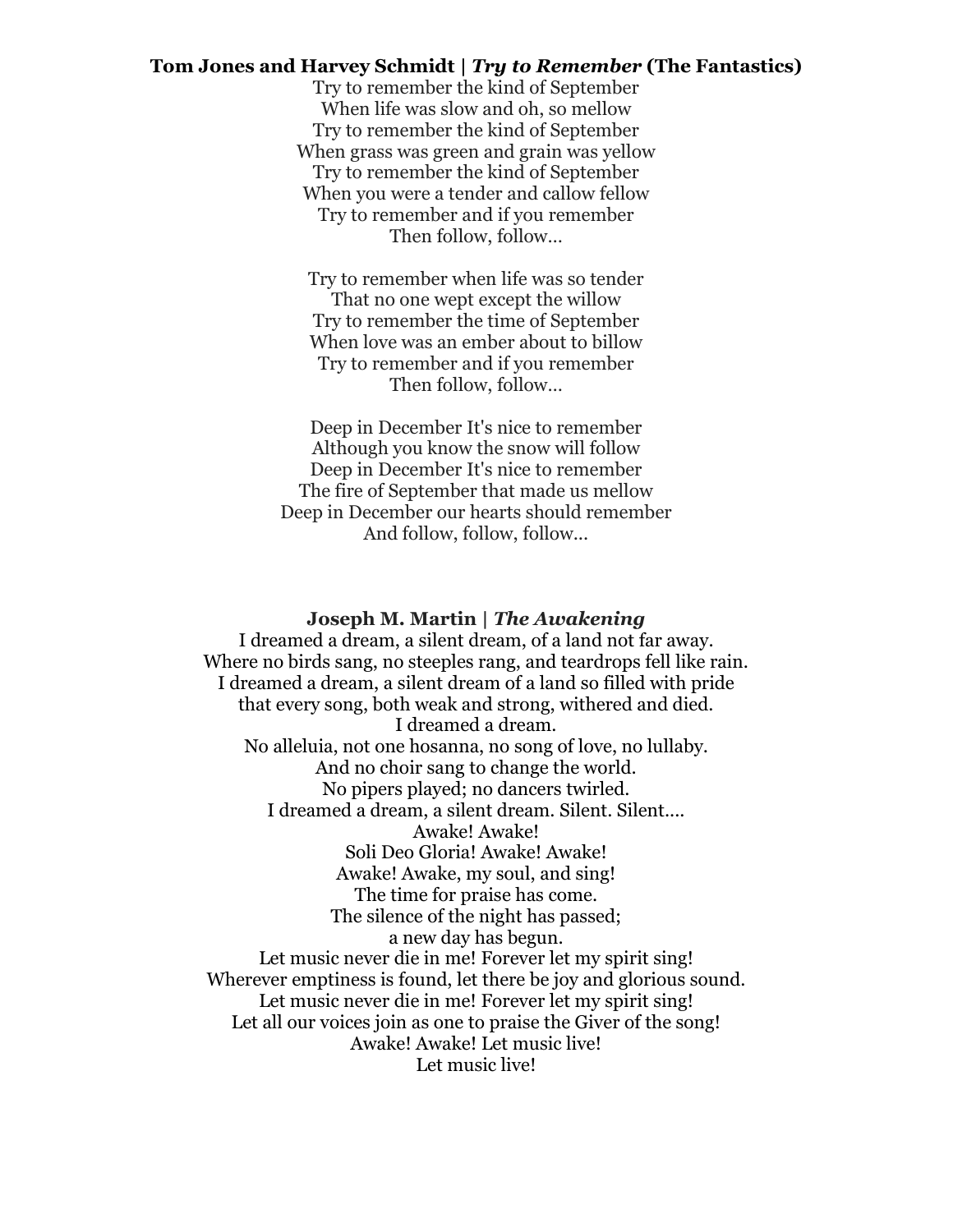**Tom Jones and Harvey Schmidt | *Try to Remember* (The Fantastics)**

Try to remember the kind of September  
When life was slow and oh, so mellow  
Try to remember the kind of September  
When grass was green and grain was yellow  
Try to remember the kind of September  
When you were a tender and callow fellow  
Try to remember and if you remember  
Then follow, follow...

Try to remember when life was so tender  
That no one wept except the willow  
Try to remember the time of September  
When love was an ember about to billow  
Try to remember and if you remember  
Then follow, follow...

Deep in December It's nice to remember  
Although you know the snow will follow  
Deep in December It's nice to remember  
The fire of September that made us mellow  
Deep in December our hearts should remember  
And follow, follow, follow...

**Joseph M. Martin | *The Awakening***

I dreamed a dream, a silent dream, of a land not far away.  
Where no birds sang, no steeples rang, and teardrops fell like rain.  
I dreamed a dream, a silent dream of a land so filled with pride  
that every song, both weak and strong, withered and died.  
I dreamed a dream.  
No alleluia, not one hosanna, no song of love, no lullaby.  
And no choir sang to change the world.  
No pipers played; no dancers twirled.  
I dreamed a dream, a silent dream. Silent. Silent....  
Awake! Awake!  
Soli Deo Gloria! Awake! Awake!  
Awake! Awake, my soul, and sing!  
The time for praise has come.  
The silence of the night has passed;  
a new day has begun.  
Let music never die in me! Forever let my spirit sing!  
Wherever emptiness is found, let there be joy and glorious sound.  
Let music never die in me! Forever let my spirit sing!  
Let all our voices join as one to praise the Giver of the song!  
Awake! Awake! Let music live!  
Let music live!